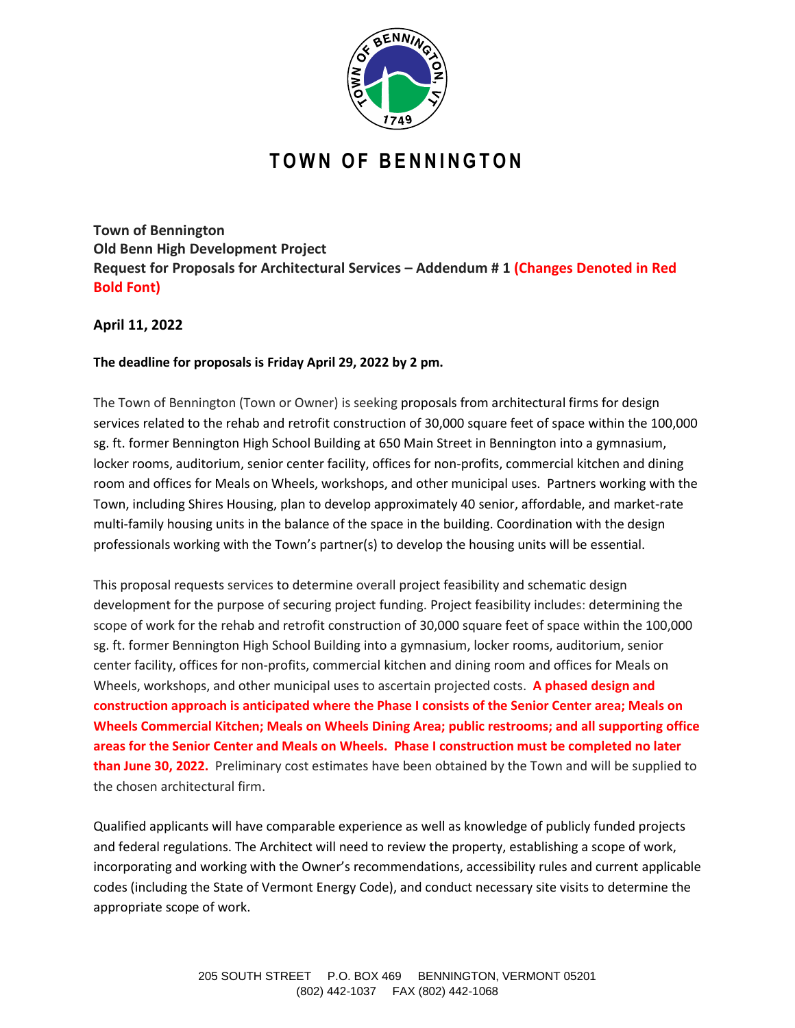# TOWN OF BENNINGTON

**Town of Bennington**
**Old Benn High Development Project**
**Request for Proposals for Architectural Services – Addendum # 1 (Changes Denoted in Red Bold Font)**

**April 11, 2022**

**The deadline for proposals is Friday April 29, 2022 by 2 pm.**

The Town of Bennington (Town or Owner) is seeking proposals from architectural firms for design services related to the rehab and retrofit construction of 30,000 square feet of space within the 100,000 sg. ft. former Bennington High School Building at 650 Main Street in Bennington into a gymnasium, locker rooms, auditorium, senior center facility, offices for non-profits, commercial kitchen and dining room and offices for Meals on Wheels, workshops, and other municipal uses. Partners working with the Town, including Shires Housing, plan to develop approximately 40 senior, affordable, and market-rate multi-family housing units in the balance of the space in the building. Coordination with the design professionals working with the Town's partner(s) to develop the housing units will be essential.

This proposal requests services to determine overall project feasibility and schematic design development for the purpose of securing project funding. Project feasibility includes: determining the scope of work for the rehab and retrofit construction of 30,000 square feet of space within the 100,000 sg. ft. former Bennington High School Building into a gymnasium, locker rooms, auditorium, senior center facility, offices for non-profits, commercial kitchen and dining room and offices for Meals on Wheels, workshops, and other municipal uses to ascertain projected costs. **A phased design and construction approach is anticipated where the Phase I consists of the Senior Center area; Meals on Wheels Commercial Kitchen; Meals on Wheels Dining Area; public restrooms; and all supporting office areas for the Senior Center and Meals on Wheels. Phase I construction must be completed no later than June 30, 2022.** Preliminary cost estimates have been obtained by the Town and will be supplied to the chosen architectural firm.

Qualified applicants will have comparable experience as well as knowledge of publicly funded projects and federal regulations. The Architect will need to review the property, establishing a scope of work, incorporating and working with the Owner's recommendations, accessibility rules and current applicable codes (including the State of Vermont Energy Code), and conduct necessary site visits to determine the appropriate scope of work.

205 SOUTH STREET P.O. BOX 469 BENNINGTON, VERMONT 05201
(802) 442-1037 FAX (802) 442-1068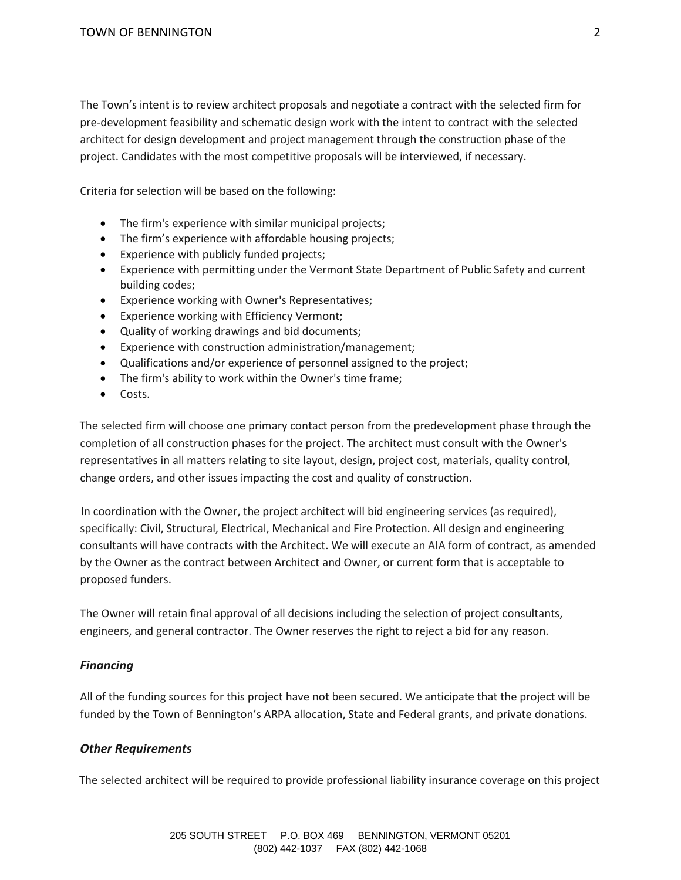The Town's intent is to review architect proposals and negotiate a contract with the selected firm for pre-development feasibility and schematic design work with the intent to contract with the selected architect for design development and project management through the construction phase of the project. Candidates with the most competitive proposals will be interviewed, if necessary.

Criteria for selection will be based on the following:

- The firm's experience with similar municipal projects;
- The firm's experience with affordable housing projects;
- Experience with publicly funded projects;
- Experience with permitting under the Vermont State Department of Public Safety and current building codes;
- Experience working with Owner's Representatives;
- Experience working with Efficiency Vermont;
- Quality of working drawings and bid documents;
- Experience with construction administration/management;
- Qualifications and/or experience of personnel assigned to the project;
- The firm's ability to work within the Owner's time frame;
- Costs.

The selected firm will choose one primary contact person from the predevelopment phase through the completion of all construction phases for the project. The architect must consult with the Owner's representatives in all matters relating to site layout, design, project cost, materials, quality control, change orders, and other issues impacting the cost and quality of construction.

In coordination with the Owner, the project architect will bid engineering services (as required), specifically: Civil, Structural, Electrical, Mechanical and Fire Protection. All design and engineering consultants will have contracts with the Architect. We will execute an AIA form of contract, as amended by the Owner as the contract between Architect and Owner, or current form that is acceptable to proposed funders.

The Owner will retain final approval of all decisions including the selection of project consultants, engineers, and general contractor. The Owner reserves the right to reject a bid for any reason.

### *Financing*

All of the funding sources for this project have not been secured. We anticipate that the project will be funded by the Town of Bennington's ARPA allocation, State and Federal grants, and private donations.

### *Other Requirements*

The selected architect will be required to provide professional liability insurance coverage on this project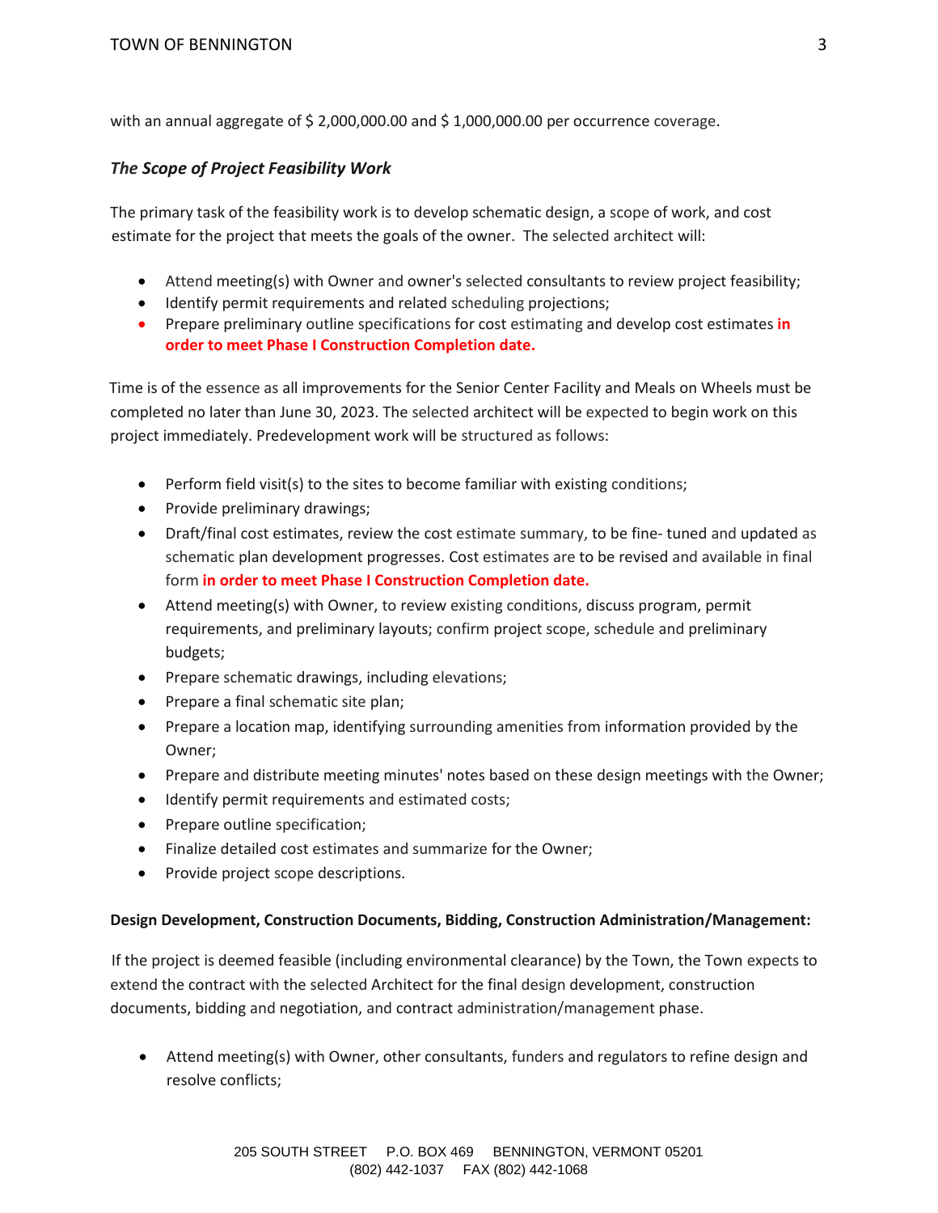with an annual aggregate of $ 2,000,000.00 and $ 1,000,000.00 per occurrence coverage.

### *The Scope of Project Feasibility Work*

The primary task of the feasibility work is to develop schematic design, a scope of work, and cost estimate for the project that meets the goals of the owner. The selected architect will:

- Attend meeting(s) with Owner and owner's selected consultants to review project feasibility;
- Identify permit requirements and related scheduling projections;
- Prepare preliminary outline specifications for cost estimating and develop cost estimates **in order to meet Phase I Construction Completion date.**

Time is of the essence as all improvements for the Senior Center Facility and Meals on Wheels must be completed no later than June 30, 2023. The selected architect will be expected to begin work on this project immediately. Predevelopment work will be structured as follows:

- Perform field visit(s) to the sites to become familiar with existing conditions;
- Provide preliminary drawings;
- Draft/final cost estimates, review the cost estimate summary, to be fine- tuned and updated as schematic plan development progresses. Cost estimates are to be revised and available in final form **in order to meet Phase I Construction Completion date.**
- Attend meeting(s) with Owner, to review existing conditions, discuss program, permit requirements, and preliminary layouts; confirm project scope, schedule and preliminary budgets;
- Prepare schematic drawings, including elevations;
- Prepare a final schematic site plan;
- Prepare a location map, identifying surrounding amenities from information provided by the Owner;
- Prepare and distribute meeting minutes' notes based on these design meetings with the Owner;
- Identify permit requirements and estimated costs;
- Prepare outline specification;
- Finalize detailed cost estimates and summarize for the Owner;
- Provide project scope descriptions.

**Design Development, Construction Documents, Bidding, Construction Administration/Management:**

If the project is deemed feasible (including environmental clearance) by the Town, the Town expects to extend the contract with the selected Architect for the final design development, construction documents, bidding and negotiation, and contract administration/management phase.

- Attend meeting(s) with Owner, other consultants, funders and regulators to refine design and resolve conflicts;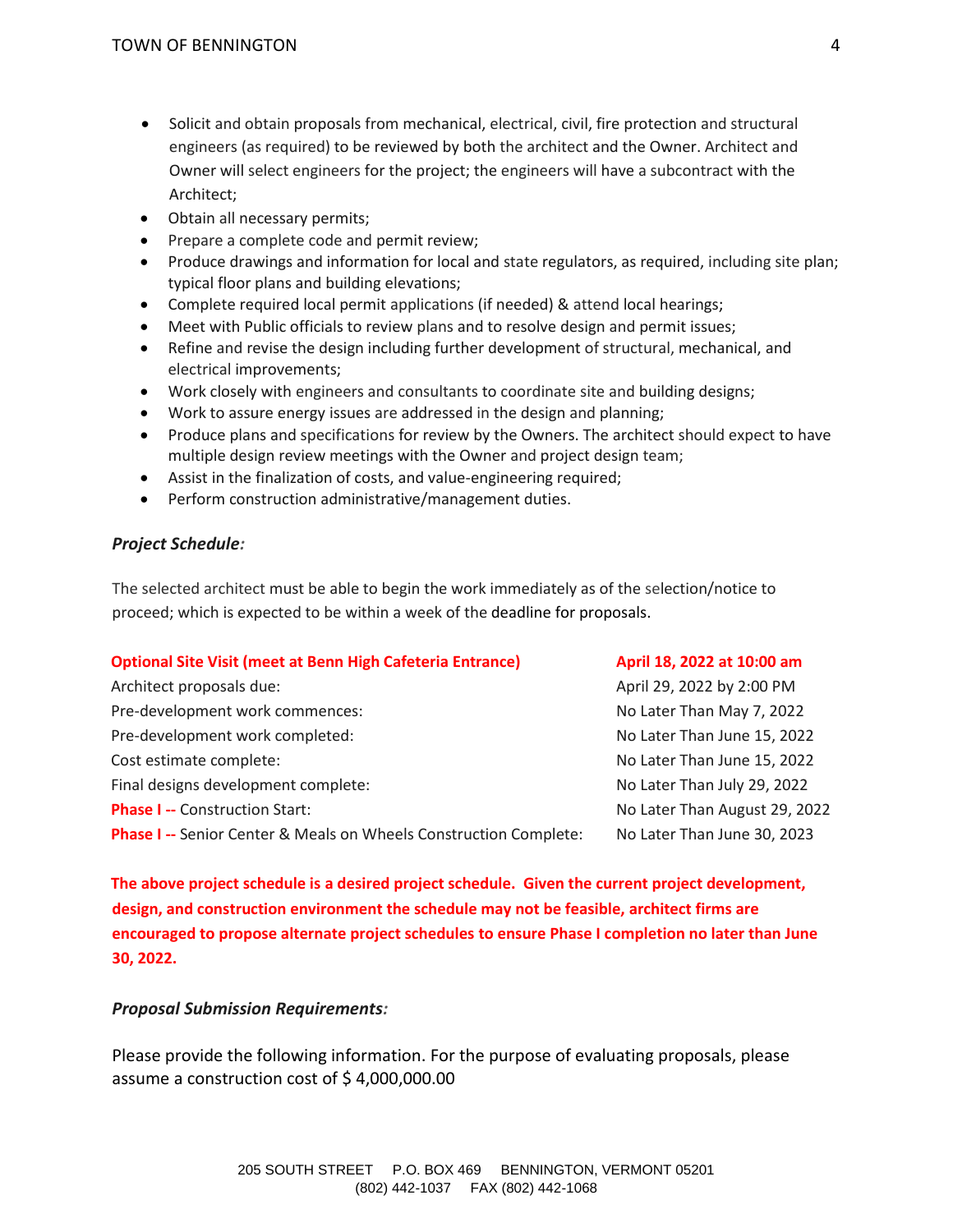- Solicit and obtain proposals from mechanical, electrical, civil, fire protection and structural engineers (as required) to be reviewed by both the architect and the Owner. Architect and Owner will select engineers for the project; the engineers will have a subcontract with the Architect;
- Obtain all necessary permits;
- Prepare a complete code and permit review;
- Produce drawings and information for local and state regulators, as required, including site plan; typical floor plans and building elevations;
- Complete required local permit applications (if needed) & attend local hearings;
- Meet with Public officials to review plans and to resolve design and permit issues;
- Refine and revise the design including further development of structural, mechanical, and electrical improvements;
- Work closely with engineers and consultants to coordinate site and building designs;
- Work to assure energy issues are addressed in the design and planning;
- Produce plans and specifications for review by the Owners. The architect should expect to have multiple design review meetings with the Owner and project design team;
- Assist in the finalization of costs, and value-engineering required;
- Perform construction administrative/management duties.

### *Project Schedule:*

The selected architect must be able to begin the work immediately as of the selection/notice to proceed; which is expected to be within a week of the deadline for proposals.

| | |
|---|---|
| **Optional Site Visit (meet at Benn High Cafeteria Entrance)** | **April 18, 2022 at 10:00 am** |
| Architect proposals due: | April 29, 2022 by 2:00 PM |
| Pre-development work commences: | No Later Than May 7, 2022 |
| Pre-development work completed: | No Later Than June 15, 2022 |
| Cost estimate complete: | No Later Than June 15, 2022 |
| Final designs development complete: | No Later Than July 29, 2022 |
| **Phase I --** Construction Start: | No Later Than August 29, 2022 |
| **Phase I --** Senior Center & Meals on Wheels Construction Complete: | No Later Than June 30, 2023 |

**The above project schedule is a desired project schedule. Given the current project development, design, and construction environment the schedule may not be feasible, architect firms are encouraged to propose alternate project schedules to ensure Phase I completion no later than June 30, 2022.**

### *Proposal Submission Requirements:*

Please provide the following information. For the purpose of evaluating proposals, please assume a construction cost of $ 4,000,000.00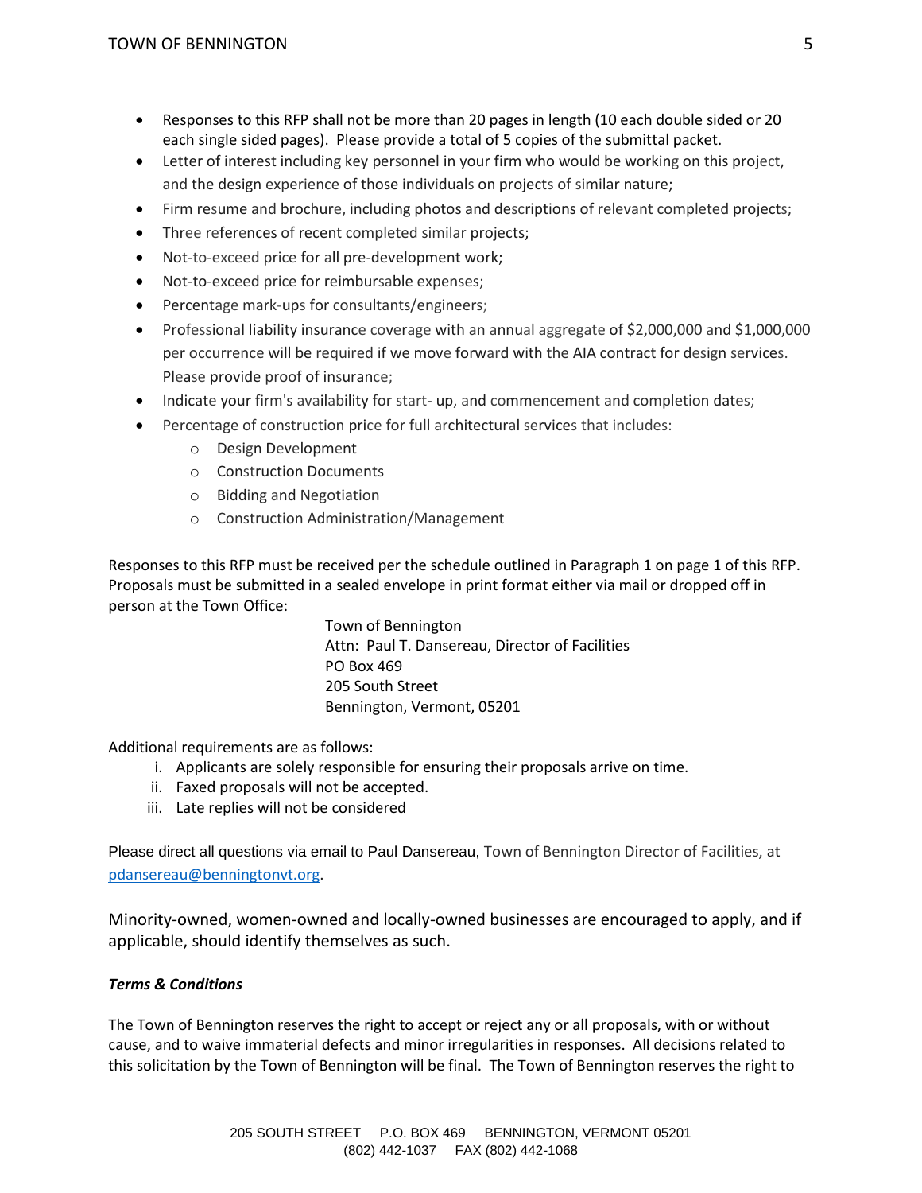- Responses to this RFP shall not be more than 20 pages in length (10 each double sided or 20 each single sided pages). Please provide a total of 5 copies of the submittal packet.
- Letter of interest including key personnel in your firm who would be working on this project, and the design experience of those individuals on projects of similar nature;
- Firm resume and brochure, including photos and descriptions of relevant completed projects;
- Three references of recent completed similar projects;
- Not-to-exceed price for all pre-development work;
- Not-to-exceed price for reimbursable expenses;
- Percentage mark-ups for consultants/engineers;
- Professional liability insurance coverage with an annual aggregate of $2,000,000 and $1,000,000 per occurrence will be required if we move forward with the AIA contract for design services. Please provide proof of insurance;
- Indicate your firm's availability for start- up, and commencement and completion dates;
- Percentage of construction price for full architectural services that includes:
  - Design Development
  - Construction Documents
  - Bidding and Negotiation
  - Construction Administration/Management

Responses to this RFP must be received per the schedule outlined in Paragraph 1 on page 1 of this RFP. Proposals must be submitted in a sealed envelope in print format either via mail or dropped off in person at the Town Office:

Town of Bennington
Attn: Paul T. Dansereau, Director of Facilities
PO Box 469
205 South Street
Bennington, Vermont, 05201

Additional requirements are as follows:

i. Applicants are solely responsible for ensuring their proposals arrive on time.
ii. Faxed proposals will not be accepted.
iii. Late replies will not be considered

Please direct all questions via email to Paul Dansereau, Town of Bennington Director of Facilities, at pdansereau@benningtonvt.org.

Minority-owned, women-owned and locally-owned businesses are encouraged to apply, and if applicable, should identify themselves as such.

***Terms & Conditions***

The Town of Bennington reserves the right to accept or reject any or all proposals, with or without cause, and to waive immaterial defects and minor irregularities in responses. All decisions related to this solicitation by the Town of Bennington will be final. The Town of Bennington reserves the right to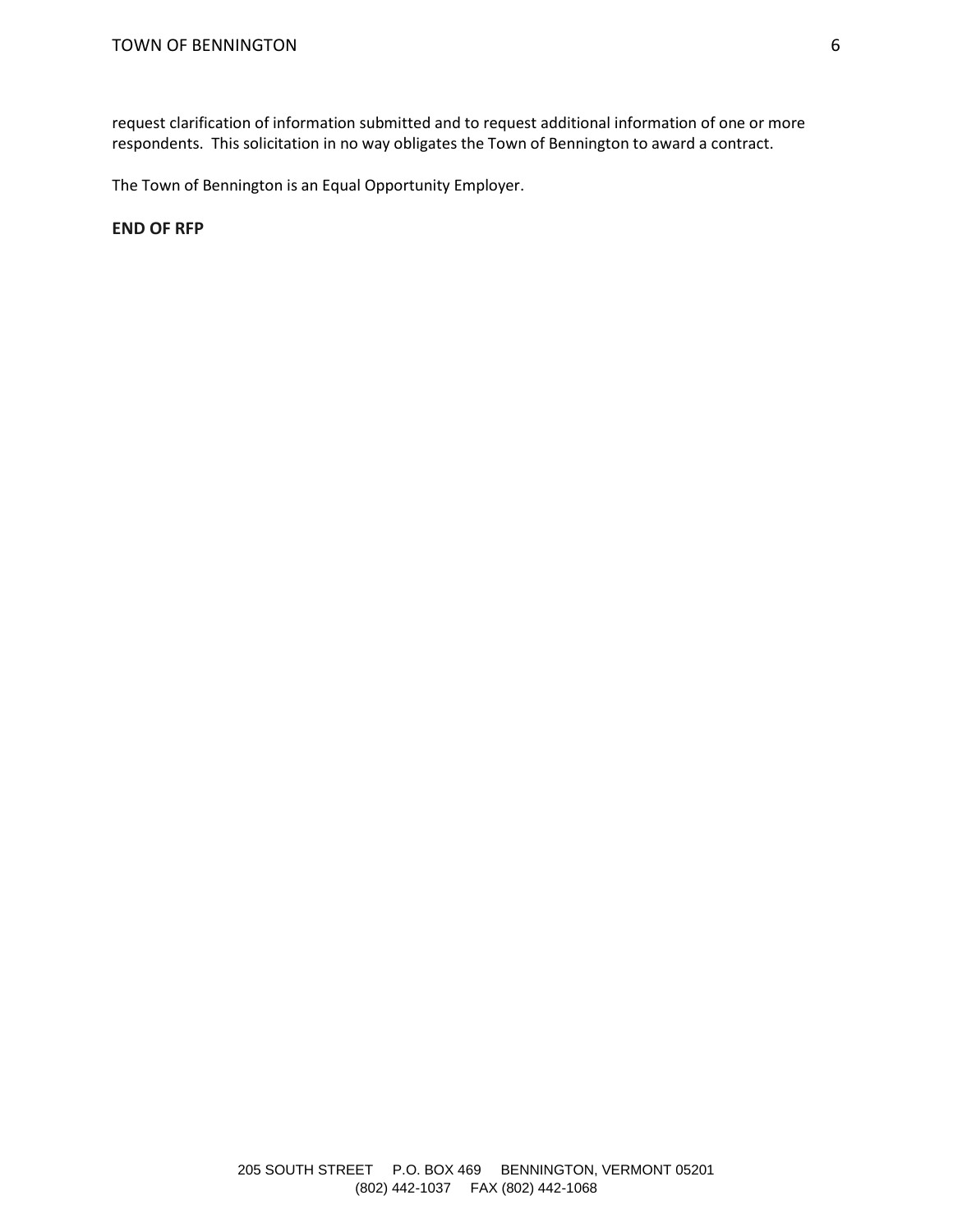request clarification of information submitted and to request additional information of one or more respondents.  This solicitation in no way obligates the Town of Bennington to award a contract.

The Town of Bennington is an Equal Opportunity Employer.

**END OF RFP**